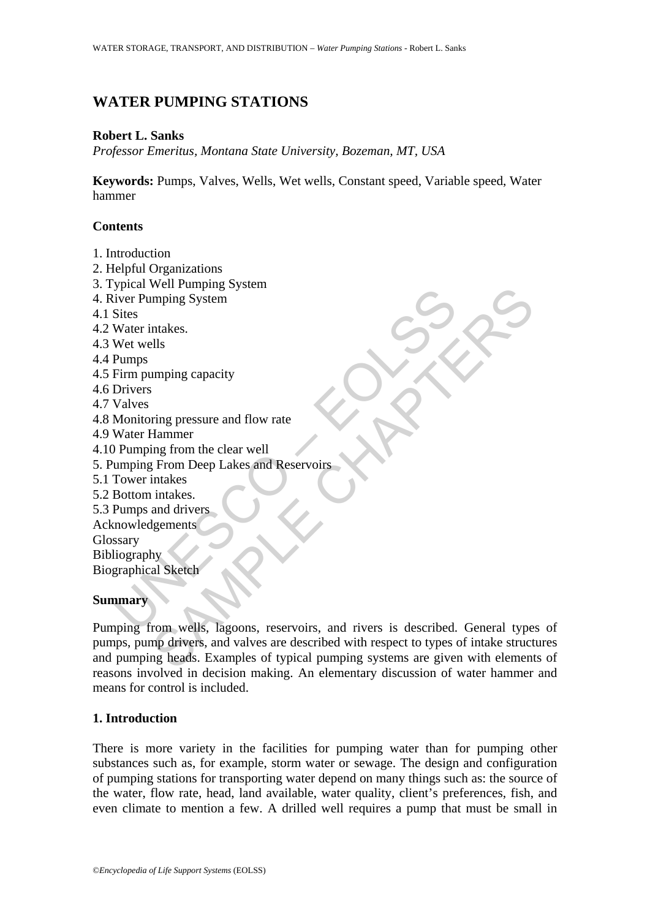# WATER PUMPING STATIONS

**Robert L. Sanks**

*Professor Emeritus, Montana State University, Bozeman, MT, USA*

**Keywords:** Pumps, Valves, Wells, Wet wells, Constant speed, Variable speed, Water hammer

## Contents

1. Introduction
2. Helpful Organizations
3. Typical Well Pumping System
4. River Pumping System
4.1 Sites
4.2 Water intakes.
4.3 Wet wells
4.4 Pumps
4.5 Firm pumping capacity
4.6 Drivers
4.7 Valves
4.8 Monitoring pressure and flow rate
4.9 Water Hammer
4.10 Pumping from the clear well
5. Pumping From Deep Lakes and Reservoirs
5.1 Tower intakes
5.2 Bottom intakes.
5.3 Pumps and drivers

Acknowledgements
Glossary
Bibliography
Biographical Sketch

## Summary

Pumping from wells, lagoons, reservoirs, and rivers is described. General types of pumps, pump drivers, and valves are described with respect to types of intake structures and pumping heads. Examples of typical pumping systems are given with elements of reasons involved in decision making. An elementary discussion of water hammer and means for control is included.

## 1. Introduction

There is more variety in the facilities for pumping water than for pumping other substances such as, for example, storm water or sewage. The design and configuration of pumping stations for transporting water depend on many things such as: the source of the water, flow rate, head, land available, water quality, client's preferences, fish, and even climate to mention a few. A drilled well requires a pump that must be small in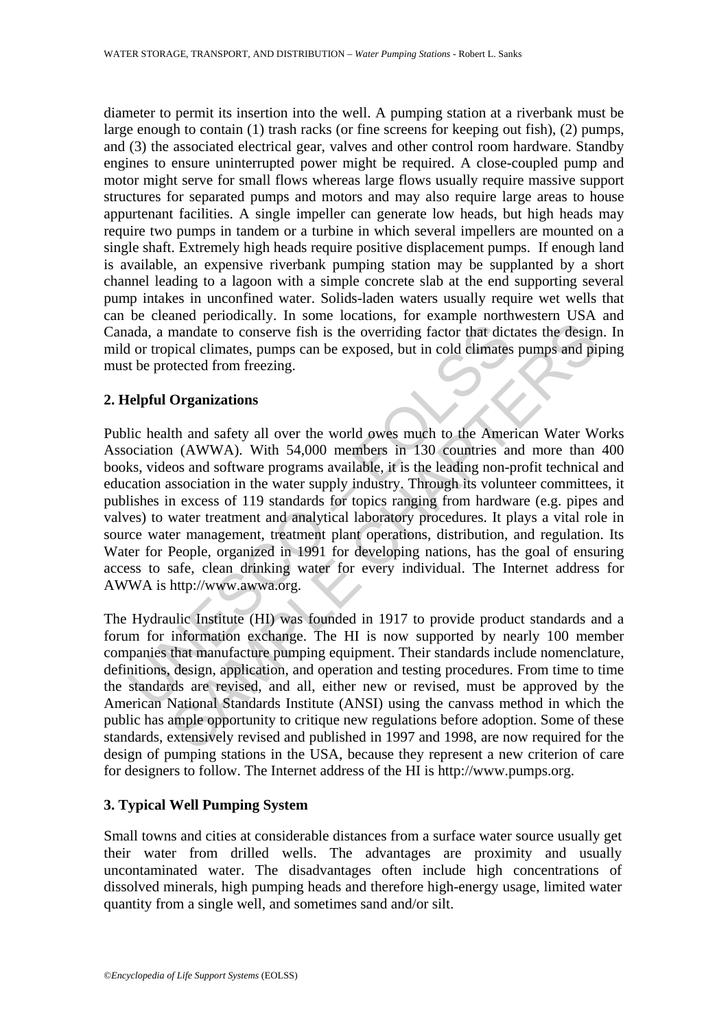diameter to permit its insertion into the well. A pumping station at a riverbank must be large enough to contain (1) trash racks (or fine screens for keeping out fish), (2) pumps, and (3) the associated electrical gear, valves and other control room hardware. Standby engines to ensure uninterrupted power might be required. A close-coupled pump and motor might serve for small flows whereas large flows usually require massive support structures for separated pumps and motors and may also require large areas to house appurtenant facilities. A single impeller can generate low heads, but high heads may require two pumps in tandem or a turbine in which several impellers are mounted on a single shaft. Extremely high heads require positive displacement pumps. If enough land is available, an expensive riverbank pumping station may be supplanted by a short channel leading to a lagoon with a simple concrete slab at the end supporting several pump intakes in unconfined water. Solids-laden waters usually require wet wells that can be cleaned periodically. In some locations, for example northwestern USA and Canada, a mandate to conserve fish is the overriding factor that dictates the design. In mild or tropical climates, pumps can be exposed, but in cold climates pumps and piping must be protected from freezing.

## 2. Helpful Organizations

Public health and safety all over the world owes much to the American Water Works Association (AWWA). With 54,000 members in 130 countries and more than 400 books, videos and software programs available, it is the leading non-profit technical and education association in the water supply industry. Through its volunteer committees, it publishes in excess of 119 standards for topics ranging from hardware (e.g. pipes and valves) to water treatment and analytical laboratory procedures. It plays a vital role in source water management, treatment plant operations, distribution, and regulation. Its Water for People, organized in 1991 for developing nations, has the goal of ensuring access to safe, clean drinking water for every individual. The Internet address for AWWA is http://www.awwa.org.

The Hydraulic Institute (HI) was founded in 1917 to provide product standards and a forum for information exchange. The HI is now supported by nearly 100 member companies that manufacture pumping equipment. Their standards include nomenclature, definitions, design, application, and operation and testing procedures. From time to time the standards are revised, and all, either new or revised, must be approved by the American National Standards Institute (ANSI) using the canvass method in which the public has ample opportunity to critique new regulations before adoption. Some of these standards, extensively revised and published in 1997 and 1998, are now required for the design of pumping stations in the USA, because they represent a new criterion of care for designers to follow. The Internet address of the HI is http://www.pumps.org.

## 3. Typical Well Pumping System

Small towns and cities at considerable distances from a surface water source usually get their water from drilled wells. The advantages are proximity and usually uncontaminated water. The disadvantages often include high concentrations of dissolved minerals, high pumping heads and therefore high-energy usage, limited water quantity from a single well, and sometimes sand and/or silt.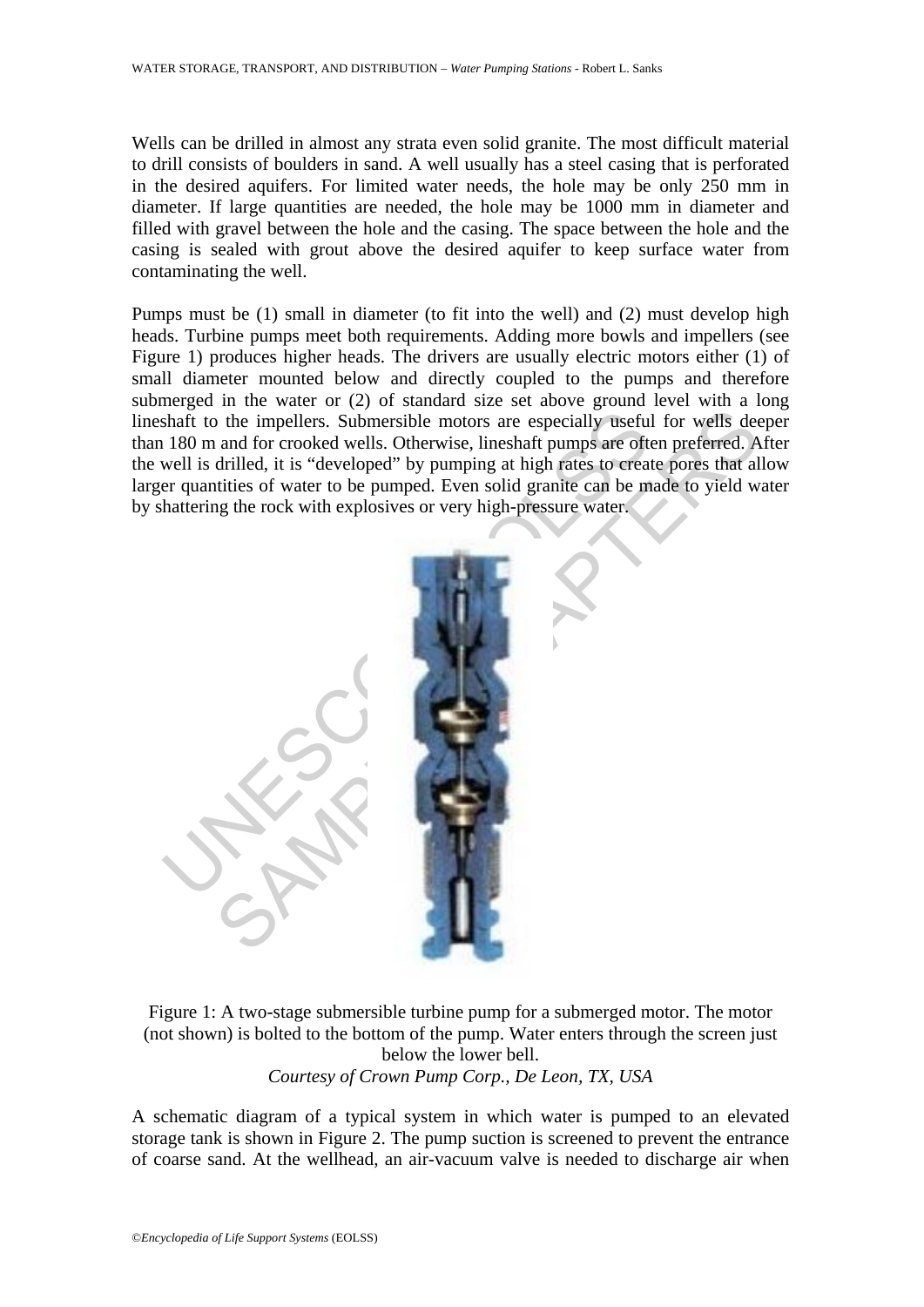Wells can be drilled in almost any strata even solid granite. The most difficult material to drill consists of boulders in sand. A well usually has a steel casing that is perforated in the desired aquifers. For limited water needs, the hole may be only 250 mm in diameter. If large quantities are needed, the hole may be 1000 mm in diameter and filled with gravel between the hole and the casing. The space between the hole and the casing is sealed with grout above the desired aquifer to keep surface water from contaminating the well.

Pumps must be (1) small in diameter (to fit into the well) and (2) must develop high heads. Turbine pumps meet both requirements. Adding more bowls and impellers (see Figure 1) produces higher heads. The drivers are usually electric motors either (1) of small diameter mounted below and directly coupled to the pumps and therefore submerged in the water or (2) of standard size set above ground level with a long lineshaft to the impellers. Submersible motors are especially useful for wells deeper than 180 m and for crooked wells. Otherwise, lineshaft pumps are often preferred. After the well is drilled, it is "developed" by pumping at high rates to create pores that allow larger quantities of water to be pumped. Even solid granite can be made to yield water by shattering the rock with explosives or very high-pressure water.

Figure 1: A two-stage submersible turbine pump for a submerged motor. The motor (not shown) is bolted to the bottom of the pump. Water enters through the screen just below the lower bell.
*Courtesy of Crown Pump Corp., De Leon, TX, USA*

A schematic diagram of a typical system in which water is pumped to an elevated storage tank is shown in Figure 2. The pump suction is screened to prevent the entrance of coarse sand. At the wellhead, an air-vacuum valve is needed to discharge air when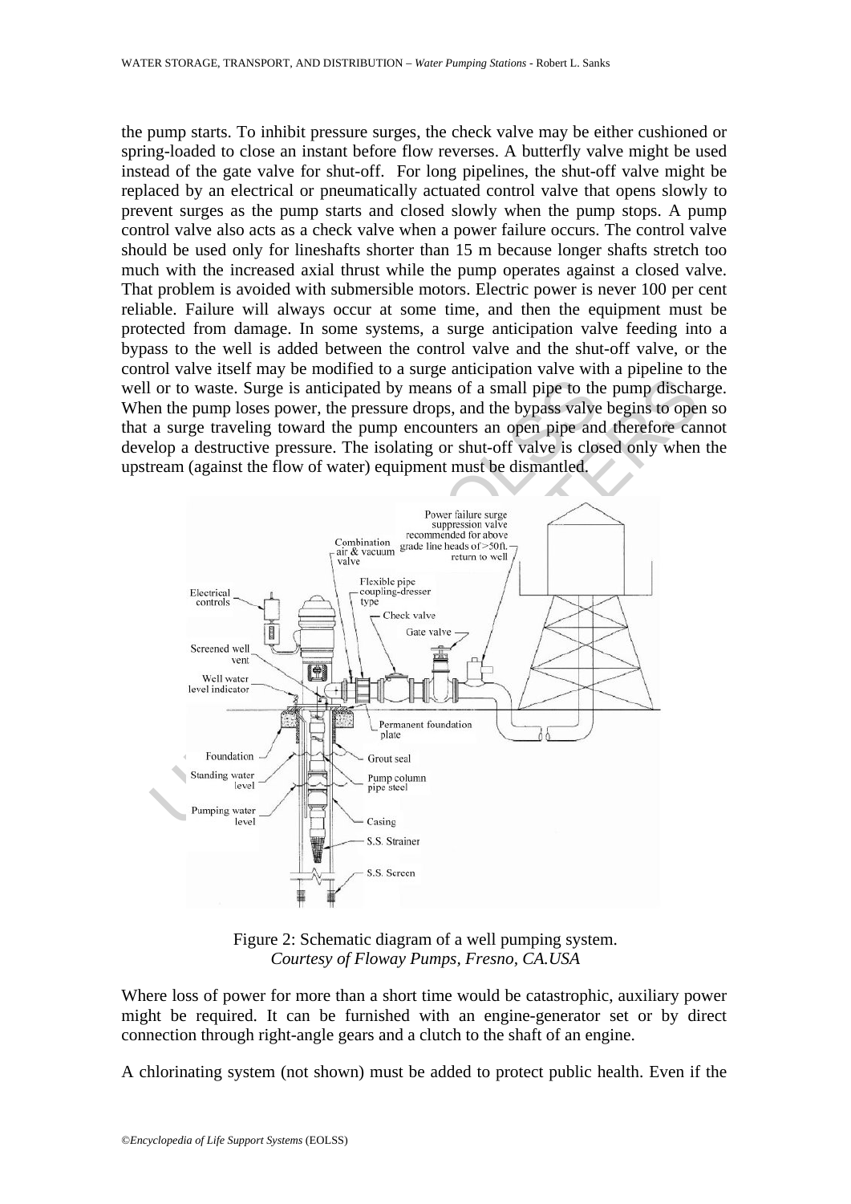the pump starts. To inhibit pressure surges, the check valve may be either cushioned or spring-loaded to close an instant before flow reverses. A butterfly valve might be used instead of the gate valve for shut-off. For long pipelines, the shut-off valve might be replaced by an electrical or pneumatically actuated control valve that opens slowly to prevent surges as the pump starts and closed slowly when the pump stops. A pump control valve also acts as a check valve when a power failure occurs. The control valve should be used only for lineshafts shorter than 15 m because longer shafts stretch too much with the increased axial thrust while the pump operates against a closed valve. That problem is avoided with submersible motors. Electric power is never 100 per cent reliable. Failure will always occur at some time, and then the equipment must be protected from damage. In some systems, a surge anticipation valve feeding into a bypass to the well is added between the control valve and the shut-off valve, or the control valve itself may be modified to a surge anticipation valve with a pipeline to the well or to waste. Surge is anticipated by means of a small pipe to the pump discharge. When the pump loses power, the pressure drops, and the bypass valve begins to open so that a surge traveling toward the pump encounters an open pipe and therefore cannot develop a destructive pressure. The isolating or shut-off valve is closed only when the upstream (against the flow of water) equipment must be dismantled.

Figure 2: Schematic diagram of a well pumping system.
*Courtesy of Floway Pumps, Fresno, CA.USA*

Where loss of power for more than a short time would be catastrophic, auxiliary power might be required. It can be furnished with an engine-generator set or by direct connection through right-angle gears and a clutch to the shaft of an engine.

A chlorinating system (not shown) must be added to protect public health. Even if the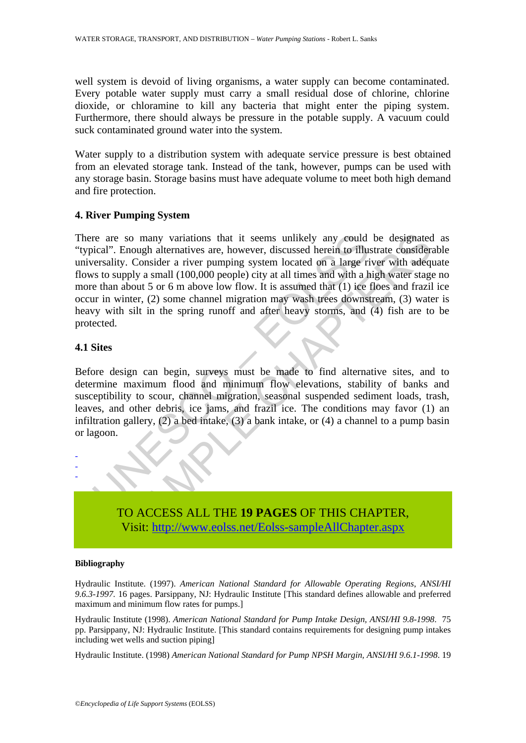well system is devoid of living organisms, a water supply can become contaminated. Every potable water supply must carry a small residual dose of chlorine, chlorine dioxide, or chloramine to kill any bacteria that might enter the piping system. Furthermore, there should always be pressure in the potable supply. A vacuum could suck contaminated ground water into the system.

Water supply to a distribution system with adequate service pressure is best obtained from an elevated storage tank. Instead of the tank, however, pumps can be used with any storage basin. Storage basins must have adequate volume to meet both high demand and fire protection.

## 4. River Pumping System

There are so many variations that it seems unlikely any could be designated as "typical". Enough alternatives are, however, discussed herein to illustrate considerable universality. Consider a river pumping system located on a large river with adequate flows to supply a small (100,000 people) city at all times and with a high water stage no more than about 5 or 6 m above low flow. It is assumed that (1) ice floes and frazil ice occur in winter, (2) some channel migration may wash trees downstream, (3) water is heavy with silt in the spring runoff and after heavy storms, and (4) fish are to be protected.

### 4.1 Sites

Before design can begin, surveys must be made to find alternative sites, and to determine maximum flood and minimum flow elevations, stability of banks and susceptibility to scour, channel migration, seasonal suspended sediment loads, trash, leaves, and other debris, ice jams, and frazil ice. The conditions may favor (1) an infiltration gallery, (2) a bed intake, (3) a bank intake, or (4) a channel to a pump basin or lagoon.

-
-
-

TO ACCESS ALL THE **19 PAGES** OF THIS CHAPTER,
Visit: http://www.eolss.net/Eolss-sampleAllChapter.aspx

#### Bibliography

Hydraulic Institute. (1997). *American National Standard for Allowable Operating Regions, ANSI/HI 9.6.3-1997.* 16 pages. Parsippany, NJ: Hydraulic Institute [This standard defines allowable and preferred maximum and minimum flow rates for pumps.]

Hydraulic Institute (1998). *American National Standard for Pump Intake Design, ANSI/HI 9.8-1998*. 75 pp. Parsippany, NJ: Hydraulic Institute. [This standard contains requirements for designing pump intakes including wet wells and suction piping]

Hydraulic Institute. (1998) *American National Standard for Pump NPSH Margin, ANSI/HI 9.6.1-1998*. 19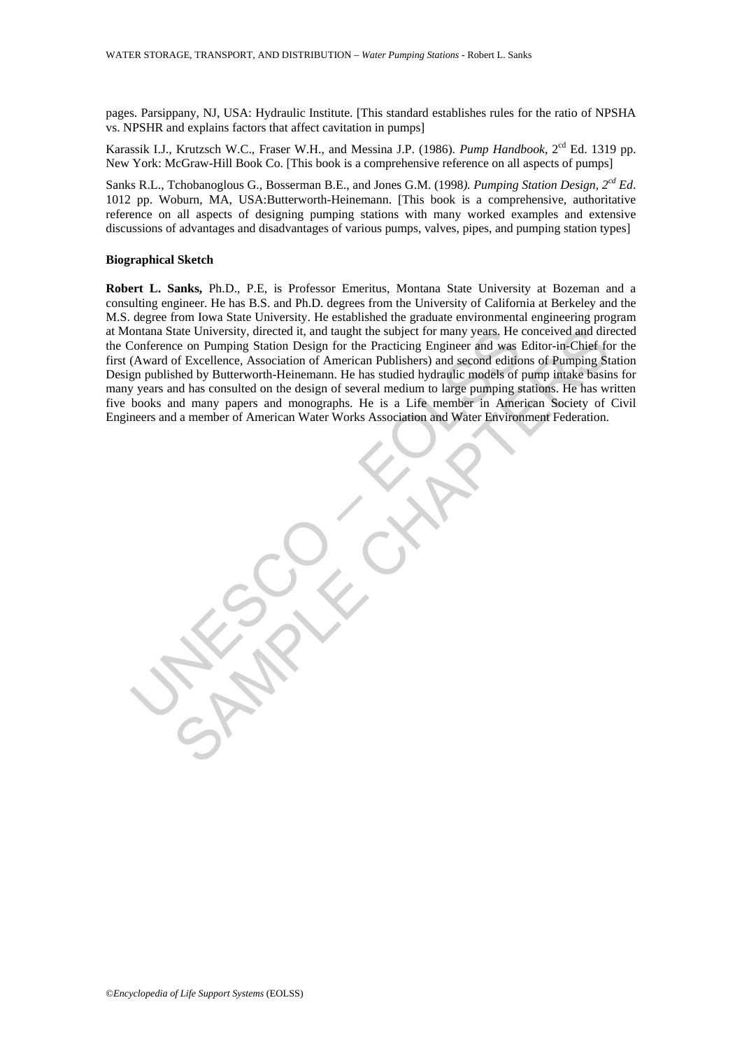pages. Parsippany, NJ, USA: Hydraulic Institute. [This standard establishes rules for the ratio of NPSHA vs. NPSHR and explains factors that affect cavitation in pumps]

Karassik I.J., Krutzsch W.C., Fraser W.H., and Messina J.P. (1986). *Pump Handbook*, 2[cd] Ed. 1319 pp. New York: McGraw-Hill Book Co. [This book is a comprehensive reference on all aspects of pumps]

Sanks R.L., Tchobanoglous G., Bosserman B.E., and Jones G.M. (1998*). Pumping Station Design, 2[cd] Ed*. 1012 pp. Woburn, MA, USA:Butterworth-Heinemann. [This book is a comprehensive, authoritative reference on all aspects of designing pumping stations with many worked examples and extensive discussions of advantages and disadvantages of various pumps, valves, pipes, and pumping station types]

**Biographical Sketch**

**Robert L. Sanks,** Ph.D., P.E, is Professor Emeritus, Montana State University at Bozeman and a consulting engineer. He has B.S. and Ph.D. degrees from the University of California at Berkeley and the M.S. degree from Iowa State University. He established the graduate environmental engineering program at Montana State University, directed it, and taught the subject for many years. He conceived and directed the Conference on Pumping Station Design for the Practicing Engineer and was Editor-in-Chief for the first (Award of Excellence, Association of American Publishers) and second editions of Pumping Station Design published by Butterworth-Heinemann. He has studied hydraulic models of pump intake basins for many years and has consulted on the design of several medium to large pumping stations. He has written five books and many papers and monographs. He is a Life member in American Society of Civil Engineers and a member of American Water Works Association and Water Environment Federation.